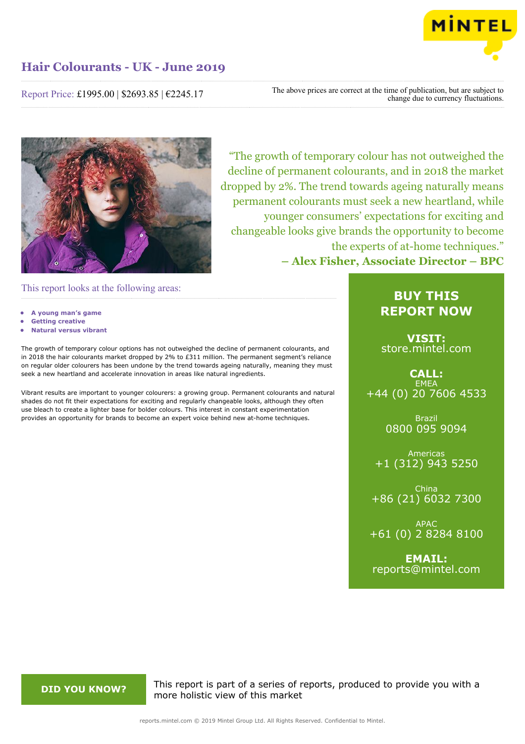# Hair Colourants - UK - June 2019

Report Price: £1995.00 | $2693.85 | €2245.17

The above prices are correct at the time of publication, but are subject to change due to currency fluctuations.

> "The growth of temporary colour has not outweighed the decline of permanent colourants, and in 2018 the market dropped by 2%. The trend towards ageing naturally means permanent colourants must seek a new heartland, while younger consumers' expectations for exciting and changeable looks give brands the opportunity to become the experts of at-home techniques."
> **– Alex Fisher, Associate Director – BPC**

## This report looks at the following areas:

- **A young man's game**
- **Getting creative**
- **Natural versus vibrant**

The growth of temporary colour options has not outweighed the decline of permanent colourants, and in 2018 the hair colourants market dropped by 2% to £311 million. The permanent segment's reliance on regular older colourers has been undone by the trend towards ageing naturally, meaning they must seek a new heartland and accelerate innovation in areas like natural ingredients.

Vibrant results are important to younger colourers: a growing group. Permanent colourants and natural shades do not fit their expectations for exciting and regularly changeable looks, although they often use bleach to create a lighter base for bolder colours. This interest in constant experimentation provides an opportunity for brands to become an expert voice behind new at-home techniques.

**BUY THIS REPORT NOW**

**VISIT:**
store.mintel.com

**CALL:**
EMEA
+44 (0) 20 7606 4533

Brazil
0800 095 9094

Americas
+1 (312) 943 5250

China
+86 (21) 6032 7300

APAC
+61 (0) 2 8284 8100

**EMAIL:**
reports@mintel.com

**DID YOU KNOW?**

This report is part of a series of reports, produced to provide you with a more holistic view of this market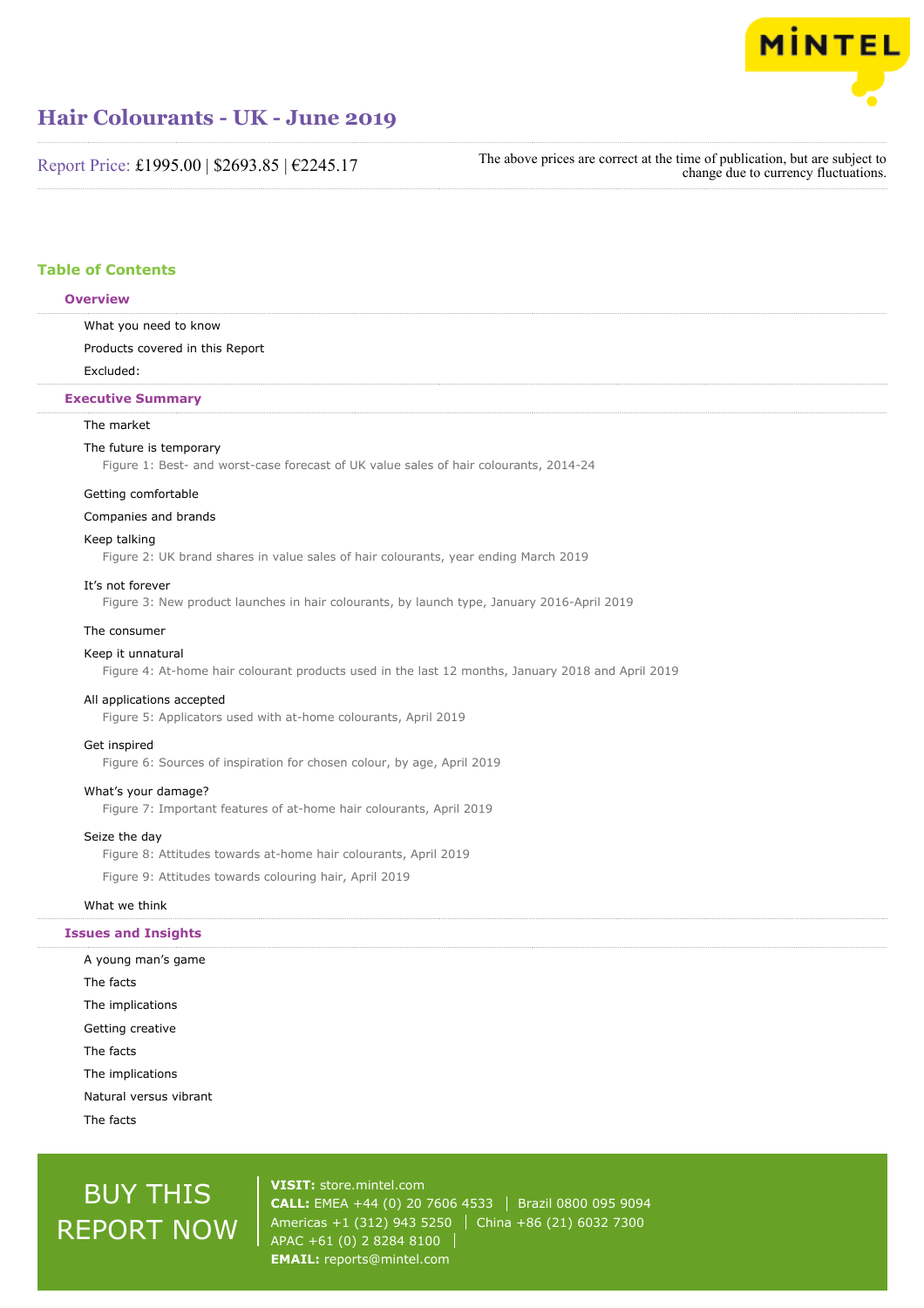# Hair Colourants - UK - June 2019

Report Price: £1995.00 | $2693.85 | €2245.17

The above prices are correct at the time of publication, but are subject to change due to currency fluctuations.

## Table of Contents

### Overview

What you need to know

Products covered in this Report

Excluded:

### Executive Summary

The market

The future is temporary

Figure 1: Best- and worst-case forecast of UK value sales of hair colourants, 2014-24

Getting comfortable

Companies and brands

Keep talking

Figure 2: UK brand shares in value sales of hair colourants, year ending March 2019

It's not forever

Figure 3: New product launches in hair colourants, by launch type, January 2016-April 2019

The consumer

Keep it unnatural

Figure 4: At-home hair colourant products used in the last 12 months, January 2018 and April 2019

All applications accepted

Figure 5: Applicators used with at-home colourants, April 2019

Get inspired

Figure 6: Sources of inspiration for chosen colour, by age, April 2019

What's your damage?

Figure 7: Important features of at-home hair colourants, April 2019

Seize the day

Figure 8: Attitudes towards at-home hair colourants, April 2019

Figure 9: Attitudes towards colouring hair, April 2019

What we think

### Issues and Insights

A young man's game

The facts

The implications

Getting creative

The facts

The implications

Natural versus vibrant

The facts

BUY THIS REPORT NOW

**VISIT:** store.mintel.com

**CALL:** EMEA +44 (0) 20 7606 4533 | Brazil 0800 095 9094

Americas +1 (312) 943 5250 | China +86 (21) 6032 7300

APAC +61 (0) 2 8284 8100

**EMAIL:** reports@mintel.com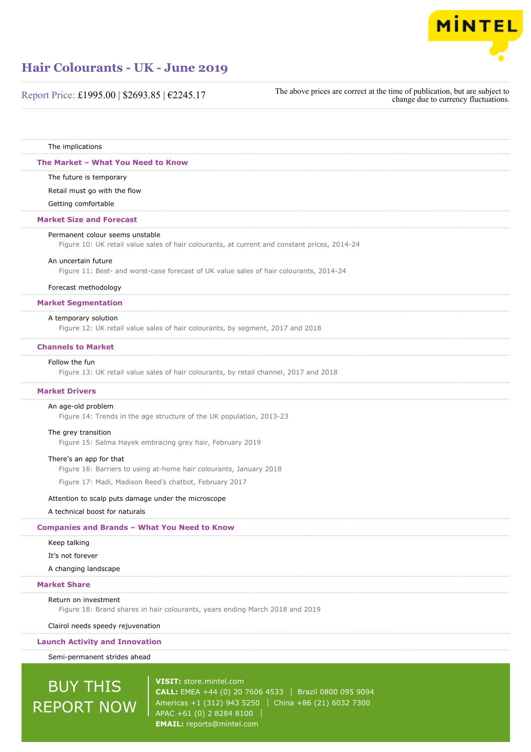The implications

## The Market – What You Need to Know

The future is temporary

Retail must go with the flow

Getting comfortable

## Market Size and Forecast

Permanent colour seems unstable

Figure 10: UK retail value sales of hair colourants, at current and constant prices, 2014-24

An uncertain future

Figure 11: Best- and worst-case forecast of UK value sales of hair colourants, 2014-24

Forecast methodology

## Market Segmentation

A temporary solution

Figure 12: UK retail value sales of hair colourants, by segment, 2017 and 2018

## Channels to Market

Follow the fun

Figure 13: UK retail value sales of hair colourants, by retail channel, 2017 and 2018

## Market Drivers

An age-old problem

Figure 14: Trends in the age structure of the UK population, 2013-23

The grey transition

Figure 15: Salma Hayek embracing grey hair, February 2019

There's an app for that

Figure 16: Barriers to using at-home hair colourants, January 2018

Figure 17: Madi, Madison Reed's chatbot, February 2017

Attention to scalp puts damage under the microscope

A technical boost for naturals

## Companies and Brands – What You Need to Know

Keep talking

It's not forever

A changing landscape

## Market Share

Return on investment

Figure 18: Brand shares in hair colourants, years ending March 2018 and 2019

Clairol needs speedy rejuvenation

## Launch Activity and Innovation

Semi-permanent strides ahead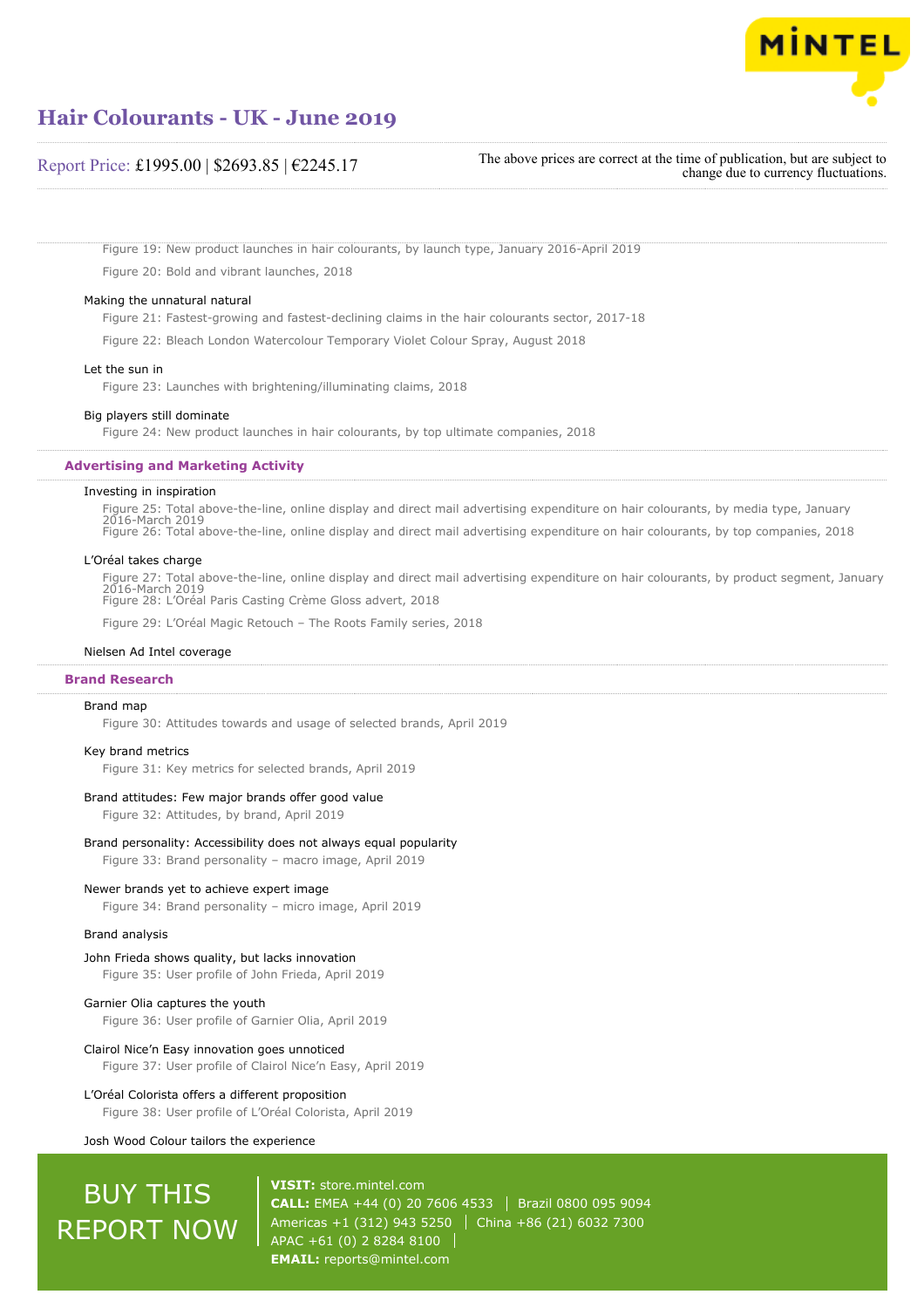Figure 19: New product launches in hair colourants, by launch type, January 2016-April 2019

Figure 20: Bold and vibrant launches, 2018

Making the unnatural natural

Figure 21: Fastest-growing and fastest-declining claims in the hair colourants sector, 2017-18

Figure 22: Bleach London Watercolour Temporary Violet Colour Spray, August 2018

Let the sun in

Figure 23: Launches with brightening/illuminating claims, 2018

Big players still dominate

Figure 24: New product launches in hair colourants, by top ultimate companies, 2018

## Advertising and Marketing Activity

Investing in inspiration

Figure 25: Total above-the-line, online display and direct mail advertising expenditure on hair colourants, by media type, January 2016-March 2019

Figure 26: Total above-the-line, online display and direct mail advertising expenditure on hair colourants, by top companies, 2018

L'Oréal takes charge

Figure 27: Total above-the-line, online display and direct mail advertising expenditure on hair colourants, by product segment, January 2016-March 2019

Figure 28: L'Oréal Paris Casting Crème Gloss advert, 2018

Figure 29: L'Oréal Magic Retouch – The Roots Family series, 2018

Nielsen Ad Intel coverage

## Brand Research

Brand map

Figure 30: Attitudes towards and usage of selected brands, April 2019

Key brand metrics

Figure 31: Key metrics for selected brands, April 2019

Brand attitudes: Few major brands offer good value

Figure 32: Attitudes, by brand, April 2019

Brand personality: Accessibility does not always equal popularity

Figure 33: Brand personality – macro image, April 2019

Newer brands yet to achieve expert image

Figure 34: Brand personality – micro image, April 2019

Brand analysis

John Frieda shows quality, but lacks innovation

Figure 35: User profile of John Frieda, April 2019

Garnier Olia captures the youth

Figure 36: User profile of Garnier Olia, April 2019

Clairol Nice'n Easy innovation goes unnoticed

Figure 37: User profile of Clairol Nice'n Easy, April 2019

L'Oréal Colorista offers a different proposition

Figure 38: User profile of L'Oréal Colorista, April 2019

Josh Wood Colour tailors the experience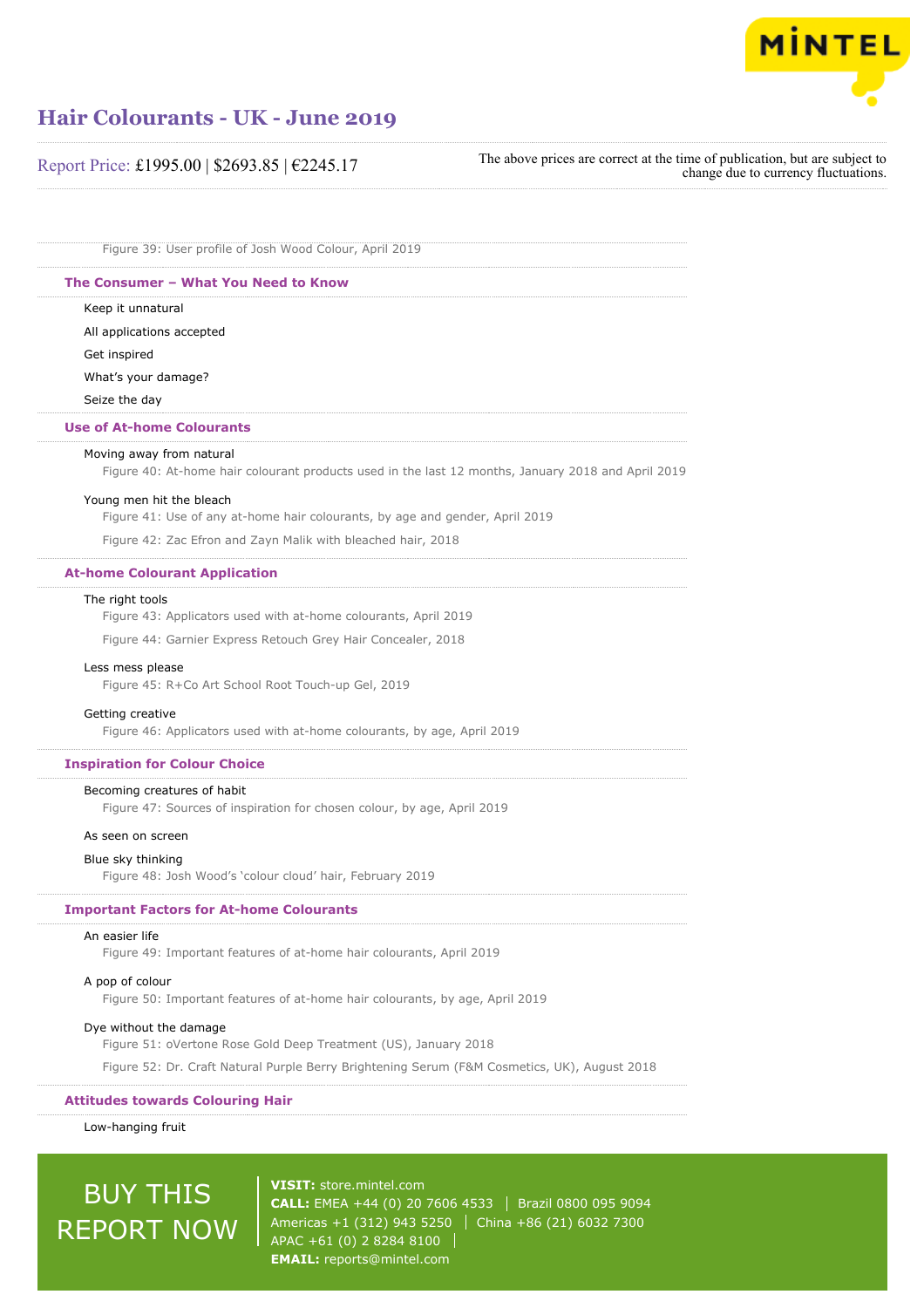Figure 39: User profile of Josh Wood Colour, April 2019

## The Consumer – What You Need to Know

Keep it unnatural

All applications accepted

Get inspired

What's your damage?

Seize the day

## Use of At-home Colourants

Moving away from natural

Figure 40: At-home hair colourant products used in the last 12 months, January 2018 and April 2019

Young men hit the bleach

Figure 41: Use of any at-home hair colourants, by age and gender, April 2019

Figure 42: Zac Efron and Zayn Malik with bleached hair, 2018

## At-home Colourant Application

The right tools

Figure 43: Applicators used with at-home colourants, April 2019

Figure 44: Garnier Express Retouch Grey Hair Concealer, 2018

Less mess please

Figure 45: R+Co Art School Root Touch-up Gel, 2019

Getting creative

Figure 46: Applicators used with at-home colourants, by age, April 2019

## Inspiration for Colour Choice

Becoming creatures of habit

Figure 47: Sources of inspiration for chosen colour, by age, April 2019

As seen on screen

Blue sky thinking

Figure 48: Josh Wood's 'colour cloud' hair, February 2019

## Important Factors for At-home Colourants

An easier life

Figure 49: Important features of at-home hair colourants, April 2019

A pop of colour

Figure 50: Important features of at-home hair colourants, by age, April 2019

Dye without the damage

Figure 51: oVertone Rose Gold Deep Treatment (US), January 2018

Figure 52: Dr. Craft Natural Purple Berry Brightening Serum (F&M Cosmetics, UK), August 2018

## Attitudes towards Colouring Hair

Low-hanging fruit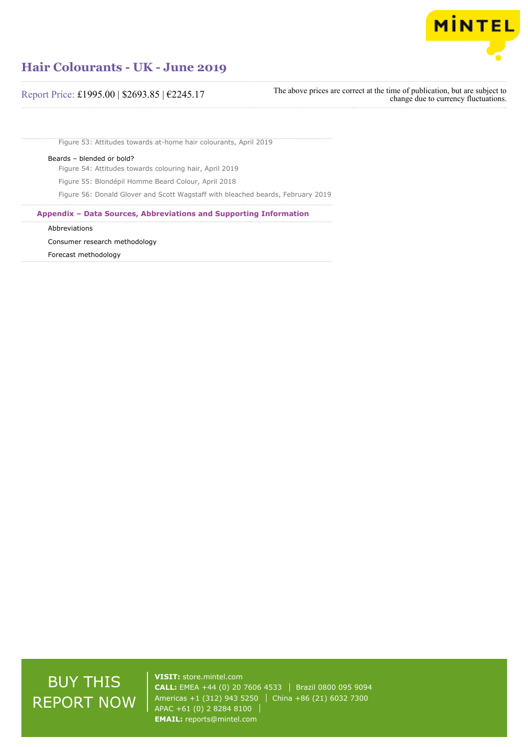Figure 53: Attitudes towards at-home hair colourants, April 2019

Beards – blended or bold?

Figure 54: Attitudes towards colouring hair, April 2019

Figure 55: Blondépil Homme Beard Colour, April 2018

Figure 56: Donald Glover and Scott Wagstaff with bleached beards, February 2019

**Appendix – Data Sources, Abbreviations and Supporting Information**

Abbreviations

Consumer research methodology

Forecast methodology